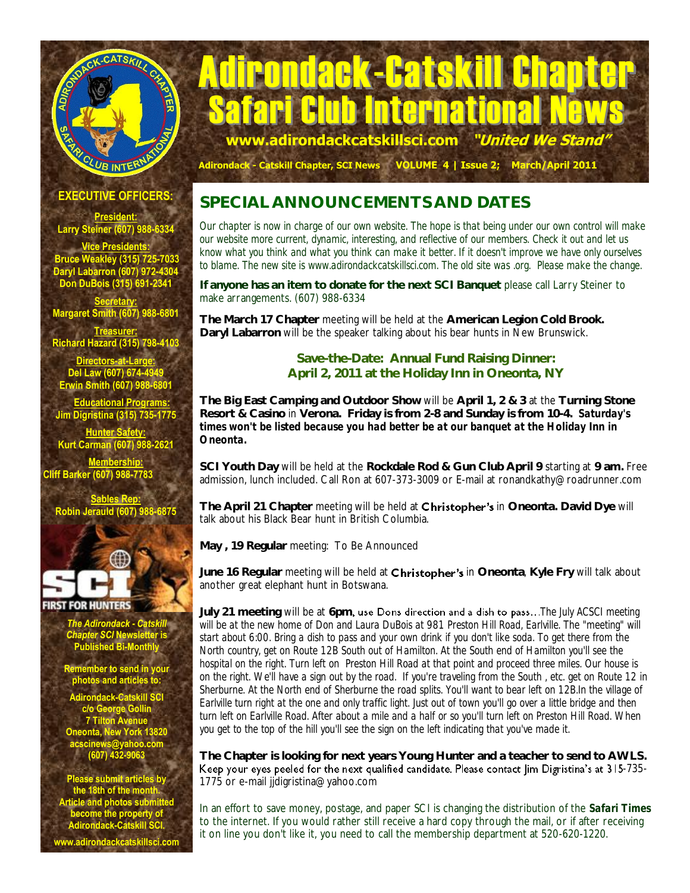# Adirondack-Catskill Chapter Safari Club International News

**www.adirondackcatskillsci.com** ***"United We Stand"***

**Adirondack - Catskill Chapter, SCI News VOLUME 4 | Issue 2; March/April 2011**

## EXECUTIVE OFFICERS:

**President:**
Larry Steiner (607) 988-6334

**Vice Presidents:**
Bruce Weakley (315) 725-7033
Daryl Labarron (607) 972-4304
Don DuBois (315) 691-2341

**Secretary:**
Margaret Smith (607) 988-6801

**Treasurer:**
Richard Hazard (315) 798-4103

**Directors-at-Large:**
Del Law (607) 674-4949
Erwin Smith (607) 988-6801

**Educational Programs:**
Jim Digristina (315) 735-1775

**Hunter Safety:**
Kurt Carman (607) 988-2621

**Membership:**
Cliff Barker (607) 988-7783

**Sables Rep:**
Robin Jerauld (607) 988-6875

SCI FIRST FOR HUNTERS

***The Adirondack - Catskill Chapter SCI* Newsletter is Published Bi-Monthly**

**Remember to send in your photos and articles to:**

**Adirondack-Catskill SCI**
**c/o George Gollin**
**7 Tilton Avenue**
**Oneonta, New York 13820**
**acscinews@yahoo.com**
**(607) 432-9063**

**Please submit articles by the 18th of the month. Article and photos submitted become the property of Adirondack-Catskill SCI.**

**www.adirondackcatskillsci.com**

## SPECIAL ANNOUNCEMENTS AND DATES

Our chapter is now in charge of our own website. The hope is that being under our own control will make our website more current, dynamic, interesting, and reflective of our members. Check it out and let us know what you think and what you think can make it better. If it doesn't improve we have only ourselves to blame. The new site is www.adirondackcatskillsci.com. The old site was .org. Please make the change.

**If anyone has an item to donate for the next SCI Banquet** please call Larry Steiner to make arrangements. (607) 988-6334

**The March 17 Chapter** meeting will be held at the **American Legion Cold Brook. Daryl Labarron** will be the speaker talking about his bear hunts in New Brunswick.

**Save-the-Date: Annual Fund Raising Dinner:**
**April 2, 2011 at the Holiday Inn in Oneonta, NY**

**The Big East Camping and Outdoor Show** will be **April 1, 2 & 3** at the **Turning Stone Resort & Casino** in **Verona. Friday is from 2-8 and Sunday is from 10-4.** ***Saturday's times won't be listed because you had better be at our banquet at the Holiday Inn in Oneonta.***

**SCI Youth Day** will be held at the **Rockdale Rod & Gun Club April 9** starting at **9 am.** Free admission, lunch included. Call Ron at 607-373-3009 or E-mail at ronandkathy@roadrunner.com

**The April 21 Chapter** meeting will be held at Christopher's in **Oneonta. David Dye** will talk about his Black Bear hunt in British Columbia.

**May , 19 Regular** meeting: To Be Announced

**June 16 Regular** meeting will be held at Christopher's in **Oneonta**, **Kyle Fry** will talk about another great elephant hunt in Botswana.

**July 21 meeting** will be at **6pm**, use Dons direction and a dish to pass…The July ACSCI meeting will be at the new home of Don and Laura DuBois at 981 Preston Hill Road, Earlville. The "meeting" will start about 6:00. Bring a dish to pass and your own drink if you don't like soda. To get there from the North country, get on Route 12B South out of Hamilton. At the South end of Hamilton you'll see the hospital on the right. Turn left on Preston Hill Road at that point and proceed three miles. Our house is on the right. We'll have a sign out by the road. If you're traveling from the South , etc. get on Route 12 in Sherburne. At the North end of Sherburne the road splits. You'll want to bear left on 12B.In the village of Earlville turn right at the one and only traffic light. Just out of town you'll go over a little bridge and then turn left on Earlville Road. After about a mile and a half or so you'll turn left on Preston Hill Road. When you get to the top of the hill you'll see the sign on the left indicating that you've made it.

**The Chapter is looking for next years Young Hunter and a teacher to send to AWLS.** Keep your eyes peeled for the next qualified candidate. Please contact Jim Digristina's at 315-735-1775 or e-mail jjdigristina@yahoo.com

In an effort to save money, postage, and paper SCI is changing the distribution of the ***Safari Times*** to the internet. If you would rather still receive a hard copy through the mail, or if after receiving it on line you don't like it, you need to call the membership department at 520-620-1220.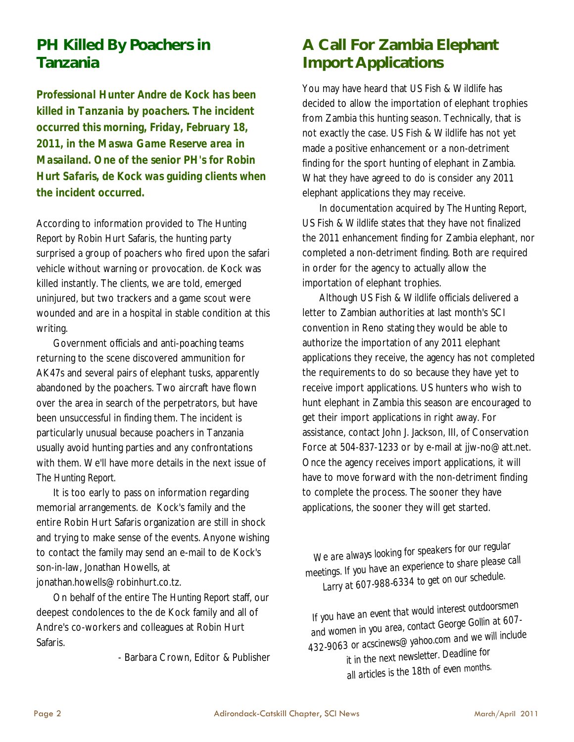## PH Killed By Poachers in Tanzania

***Professional Hunter Andre de Kock has been killed in Tanzania by poachers. The incident occurred this morning, Friday, February 18, 2011, in the Maswa Game Reserve area in Masailand. One of the senior PH's for Robin Hurt Safaris, de Kock was guiding clients when the incident occurred.***

According to information provided to The Hunting Report by Robin Hurt Safaris, the hunting party surprised a group of poachers who fired upon the safari vehicle without warning or provocation. de Kock was killed instantly. The clients, we are told, emerged uninjured, but two trackers and a game scout were wounded and are in a hospital in stable condition at this writing.

Government officials and anti-poaching teams returning to the scene discovered ammunition for AK47s and several pairs of elephant tusks, apparently abandoned by the poachers. Two aircraft have flown over the area in search of the perpetrators, but have been unsuccessful in finding them. The incident is particularly unusual because poachers in Tanzania usually avoid hunting parties and any confrontations with them. We'll have more details in the next issue of The Hunting Report.

It is too early to pass on information regarding memorial arrangements. de Kock's family and the entire Robin Hurt Safaris organization are still in shock and trying to make sense of the events. Anyone wishing to contact the family may send an e-mail to de Kock's son-in-law, Jonathan Howells, at jonathan.howells@robinhurt.co.tz.

On behalf of the entire The Hunting Report staff, our deepest condolences to the de Kock family and all of Andre's co-workers and colleagues at Robin Hurt Safaris.

- Barbara Crown, Editor & Publisher

## A Call For Zambia Elephant Import Applications

You may have heard that US Fish & Wildlife has decided to allow the importation of elephant trophies from Zambia this hunting season. Technically, that is not exactly the case. US Fish & Wildlife has not yet made a positive enhancement or a non-detriment finding for the sport hunting of elephant in Zambia. What they have agreed to do is consider any 2011 elephant applications they may receive.

In documentation acquired by The Hunting Report, US Fish & Wildlife states that they have not finalized the 2011 enhancement finding for Zambia elephant, nor completed a non-detriment finding. Both are required in order for the agency to actually allow the importation of elephant trophies.

Although US Fish & Wildlife officials delivered a letter to Zambian authorities at last month's SCI convention in Reno stating they would be able to authorize the importation of any 2011 elephant applications they receive, the agency has not completed the requirements to do so because they have yet to receive import applications. US hunters who wish to hunt elephant in Zambia this season are encouraged to get their import applications in right away. For assistance, contact John J. Jackson, III, of Conservation Force at 504-837-1233 or by e-mail at jjw-no@att.net. Once the agency receives import applications, it will have to move forward with the non-detriment finding to complete the process. The sooner they have applications, the sooner they will get started.

*We are always looking for speakers for our regular meetings. If you have an experience to share please call Larry at 607-988-6334 to get on our schedule.*

*If you have an event that would interest outdoorsmen and women in you area, contact George Gollin at 607-432-9063 or acscinews@yahoo.com and we will include it in the next newsletter. Deadline for all articles is the 18th of even months.*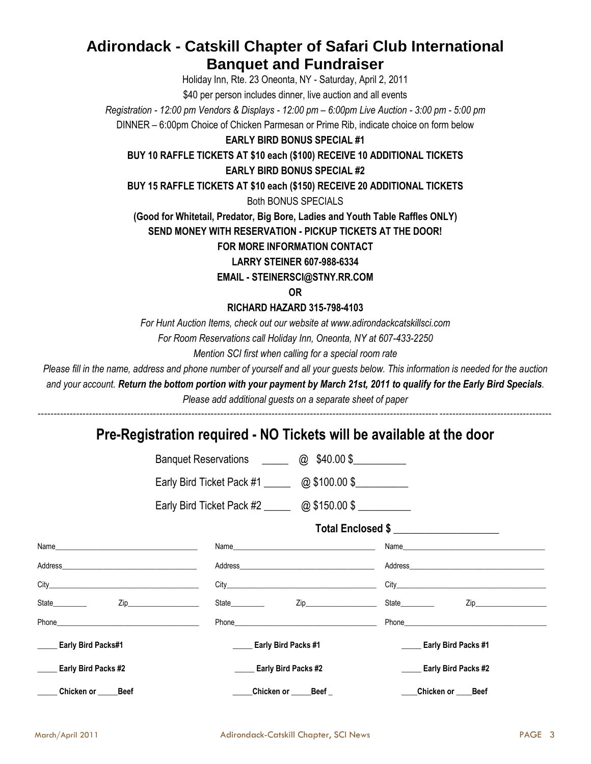# Adirondack - Catskill Chapter of Safari Club International Banquet and Fundraiser

Holiday Inn, Rte. 23 Oneonta, NY - Saturday, April 2, 2011

$40 per person includes dinner, live auction and all events

*Registration - 12:00 pm Vendors & Displays - 12:00 pm – 6:00pm Live Auction - 3:00 pm - 5:00 pm*

DINNER – 6:00pm Choice of Chicken Parmesan or Prime Rib, indicate choice on form below

**EARLY BIRD BONUS SPECIAL #1**

**BUY 10 RAFFLE TICKETS AT $10 each ($100) RECEIVE 10 ADDITIONAL TICKETS**

**EARLY BIRD BONUS SPECIAL #2**

**BUY 15 RAFFLE TICKETS AT $10 each ($150) RECEIVE 20 ADDITIONAL TICKETS**

Both BONUS SPECIALS

**(Good for Whitetail, Predator, Big Bore, Ladies and Youth Table Raffles ONLY)**

**SEND MONEY WITH RESERVATION - PICKUP TICKETS AT THE DOOR!**

**FOR MORE INFORMATION CONTACT**

**LARRY STEINER 607-988-6334**

**EMAIL - STEINERSCI@STNY.RR.COM**

**OR**

**RICHARD HAZARD 315-798-4103**

*For Hunt Auction Items, check out our website at www.adirondackcatskillsci.com*

*For Room Reservations call Holiday Inn, Oneonta, NY at 607-433-2250*

*Mention SCI first when calling for a special room rate*

*Please fill in the name, address and phone number of yourself and all your guests below. This information is needed for the auction and your account.* ***Return the bottom portion with your payment by March 21st, 2011 to qualify for the Early Bird Specials****.*

*Please add additional guests on a separate sheet of paper*

---

## Pre-Registration required - NO Tickets will be available at the door

Banquet Reservations _____ @ $40.00 $__________

Early Bird Ticket Pack #1 _____ @ $100.00 $__________

Early Bird Ticket Pack #2 _____ @ $150.00 $ __________

**Total Enclosed $ ____________________**

| | | |
|---|---|---|
| Name______________________ | Name______________________ | Name______________________ |
| Address____________________ | Address____________________ | Address____________________ |
| City_______________________ | City_______________________ | City_______________________ |
| State_________ Zip___________ | State_________ Zip___________ | State_________ Zip___________ |
| Phone______________________ | Phone______________________ | Phone______________________ |
| _____ **Early Bird Packs#1** | _____ **Early Bird Packs #1** | _____ **Early Bird Packs #1** |
| _____ **Early Bird Packs #2** | _____ **Early Bird Packs #2** | _____ **Early Bird Packs #2** |
| _____ **Chicken or _____Beef** | _____**Chicken or _____Beef _** | ____**Chicken or ____Beef** |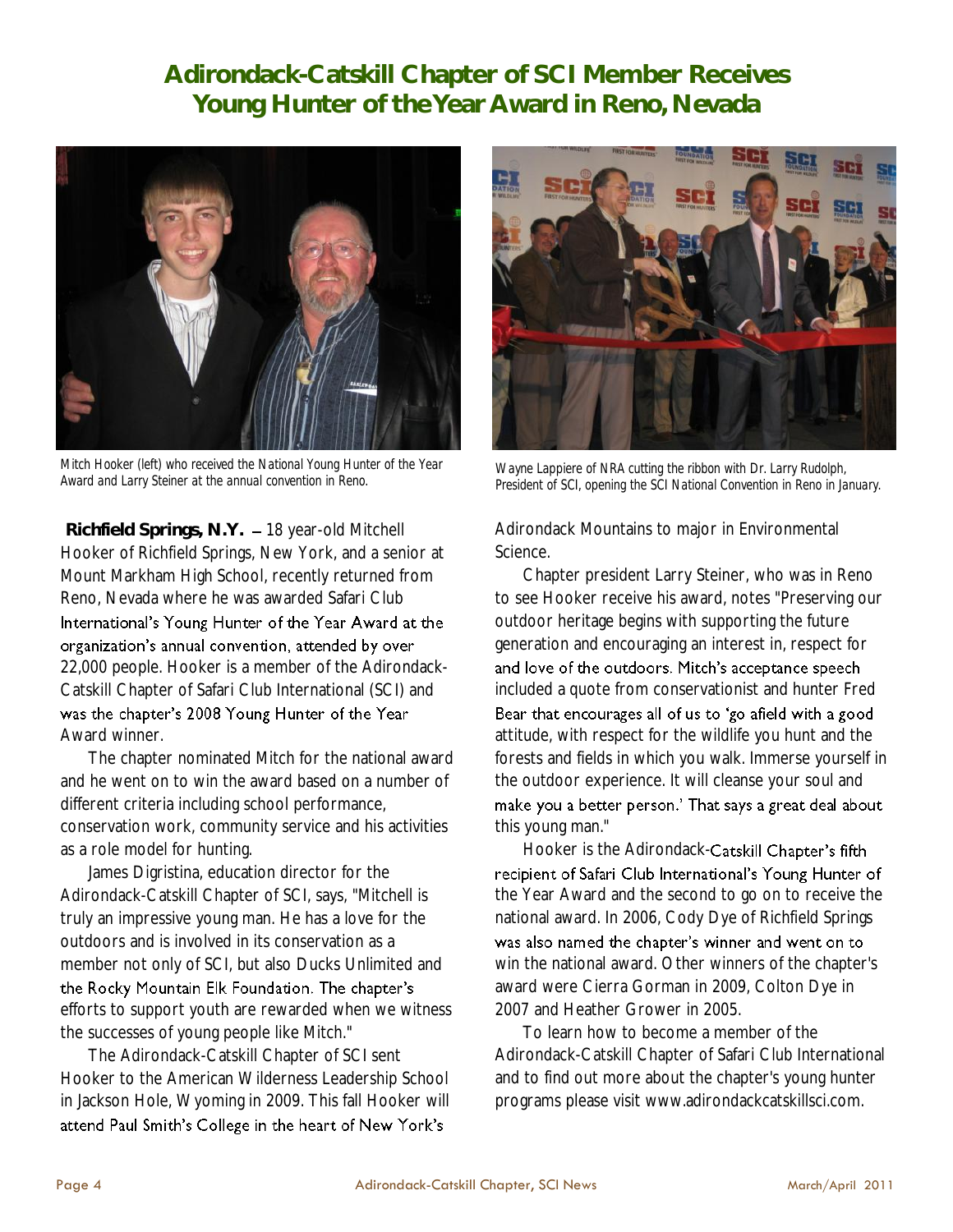# Adirondack-Catskill Chapter of SCI Member Receives Young Hunter of the Year Award in Reno, Nevada

Mitch Hooker (left) who received the National Young Hunter of the Year Award and Larry Steiner at the annual convention in Reno.

Wayne Lappiere of NRA cutting the ribbon with Dr. Larry Rudolph, President of SCI, opening the SCI National Convention in Reno in January.

**Richfield Springs, N.Y.** – 18 year-old Mitchell Hooker of Richfield Springs, New York, and a senior at Mount Markham High School, recently returned from Reno, Nevada where he was awarded Safari Club International's Young Hunter of the Year Award at the organization's annual convention, attended by over 22,000 people. Hooker is a member of the Adirondack-Catskill Chapter of Safari Club International (SCI) and was the chapter's 2008 Young Hunter of the Year Award winner.

The chapter nominated Mitch for the national award and he went on to win the award based on a number of different criteria including school performance, conservation work, community service and his activities as a role model for hunting.

James Digristina, education director for the Adirondack-Catskill Chapter of SCI, says, "Mitchell is truly an impressive young man. He has a love for the outdoors and is involved in its conservation as a member not only of SCI, but also Ducks Unlimited and the Rocky Mountain Elk Foundation. The chapter's efforts to support youth are rewarded when we witness the successes of young people like Mitch."

The Adirondack-Catskill Chapter of SCI sent Hooker to the American Wilderness Leadership School in Jackson Hole, Wyoming in 2009. This fall Hooker will attend Paul Smith's College in the heart of New York's Adirondack Mountains to major in Environmental Science.

Chapter president Larry Steiner, who was in Reno to see Hooker receive his award, notes "Preserving our outdoor heritage begins with supporting the future generation and encouraging an interest in, respect for and love of the outdoors. Mitch's acceptance speech included a quote from conservationist and hunter Fred Bear that encourages all of us to 'go afield with a good attitude, with respect for the wildlife you hunt and the forests and fields in which you walk. Immerse yourself in the outdoor experience. It will cleanse your soul and make you a better person.' That says a great deal about this young man."

Hooker is the Adirondack-Catskill Chapter's fifth recipient of Safari Club International's Young Hunter of the Year Award and the second to go on to receive the national award. In 2006, Cody Dye of Richfield Springs was also named the chapter's winner and went on to win the national award. Other winners of the chapter's award were Cierra Gorman in 2009, Colton Dye in 2007 and Heather Grower in 2005.

To learn how to become a member of the Adirondack-Catskill Chapter of Safari Club International and to find out more about the chapter's young hunter programs please visit www.adirondackcatskillsci.com.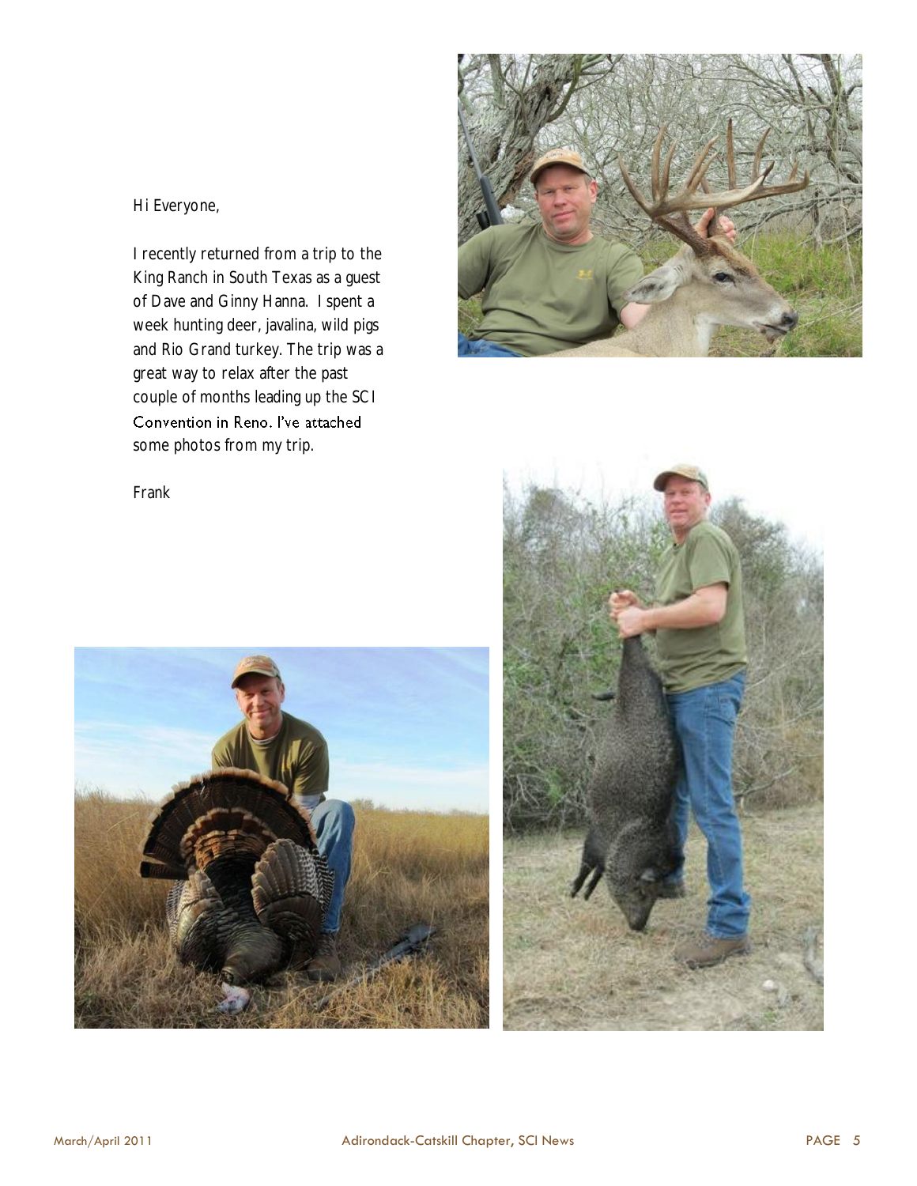Hi Everyone,

I recently returned from a trip to the King Ranch in South Texas as a guest of Dave and Ginny Hanna. I spent a week hunting deer, javalina, wild pigs and Rio Grand turkey. The trip was a great way to relax after the past couple of months leading up the SCI Convention in Reno. I've attached some photos from my trip.

Frank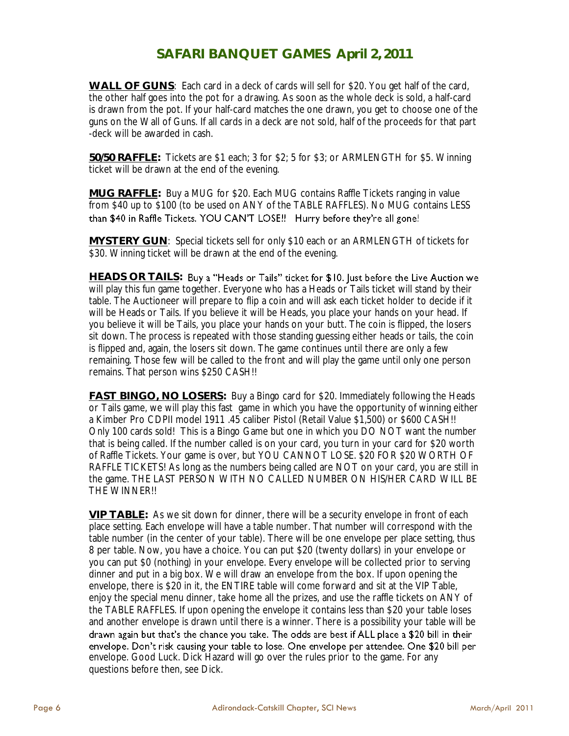# SAFARI BANQUET GAMES April 2, 2011

**WALL OF GUNS**: Each card in a deck of cards will sell for $20. You get half of the card, the other half goes into the pot for a drawing. As soon as the whole deck is sold, a half-card is drawn from the pot. If your half-card matches the one drawn, you get to choose one of the guns on the Wall of Guns. If all cards in a deck are not sold, half of the proceeds for that part -deck will be awarded in cash.

**50/50 RAFFLE:** Tickets are $1 each; 3 for $2; 5 for $3; or ARMLENGTH for $5. Winning ticket will be drawn at the end of the evening.

**MUG RAFFLE:** Buy a MUG for $20. Each MUG contains Raffle Tickets ranging in value from $40 up to $100 (to be used on ANY of the TABLE RAFFLES). No MUG contains LESS than $40 in Raffle Tickets. YOU CAN'T LOSE!! Hurry before they're all gone!

**MYSTERY GUN**: Special tickets sell for only $10 each or an ARMLENGTH of tickets for $30. Winning ticket will be drawn at the end of the evening.

**HEADS OR TAILS:** Buy a "Heads or Tails" ticket for $10. Just before the Live Auction we will play this fun game together. Everyone who has a Heads or Tails ticket will stand by their table. The Auctioneer will prepare to flip a coin and will ask each ticket holder to decide if it will be Heads or Tails. If you believe it will be Heads, you place your hands on your head. If you believe it will be Tails, you place your hands on your butt. The coin is flipped, the losers sit down. The process is repeated with those standing guessing either heads or tails, the coin is flipped and, again, the losers sit down. The game continues until there are only a few remaining. Those few will be called to the front and will play the game until only one person remains. That person wins $250 CASH!!

**FAST BINGO, NO LOSERS:** Buy a Bingo card for $20. Immediately following the Heads or Tails game, we will play this fast game in which you have the opportunity of winning either a Kimber Pro CDPII model 1911 .45 caliber Pistol (Retail Value $1,500) or $600 CASH!! Only 100 cards sold! This is a Bingo Game but one in which you DO NOT want the number that is being called. If the number called is on your card, you turn in your card for $20 worth of Raffle Tickets. Your game is over, but YOU CANNOT LOSE. $20 FOR $20 WORTH OF RAFFLE TICKETS! As long as the numbers being called are NOT on your card, you are still in the game. THE LAST PERSON WITH NO CALLED NUMBER ON HIS/HER CARD WILL BE THE WINNER!!

**VIP TABLE:** As we sit down for dinner, there will be a security envelope in front of each place setting. Each envelope will have a table number. That number will correspond with the table number (in the center of your table). There will be one envelope per place setting, thus 8 per table. Now, you have a choice. You can put $20 (twenty dollars) in your envelope or you can put $0 (nothing) in your envelope. Every envelope will be collected prior to serving dinner and put in a big box. We will draw an envelope from the box. If upon opening the envelope, there is $20 in it, the ENTIRE table will come forward and sit at the VIP Table, enjoy the special menu dinner, take home all the prizes, and use the raffle tickets on ANY of the TABLE RAFFLES. If upon opening the envelope it contains less than $20 your table loses and another envelope is drawn until there is a winner. There is a possibility your table will be drawn again but that's the chance you take. The odds are best if ALL place a $20 bill in their envelope. Don't risk causing your table to lose. One envelope per attendee. One $20 bill per envelope. Good Luck. Dick Hazard will go over the rules prior to the game. For any questions before then, see Dick.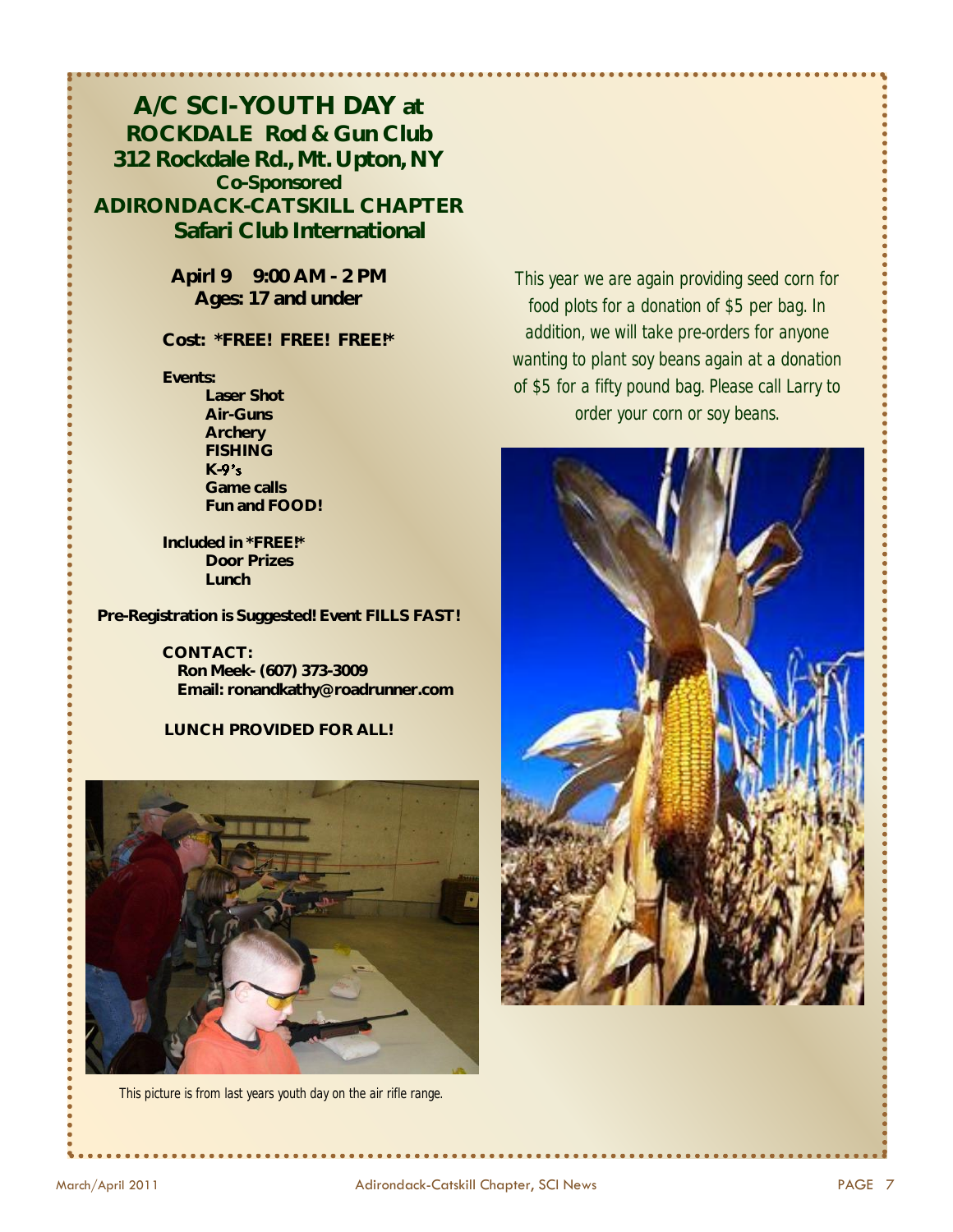# A/C SCI-YOUTH DAY at

## ROCKDALE Rod & Gun Club

### 312 Rockdale Rd., Mt. Upton, NY

**Co-Sponsored**

## ADIRONDACK-CATSKILL CHAPTER

## Safari Club International

**Apirl 9  9:00 AM - 2 PM**
**Ages: 17 and under**

**Cost: *FREE! FREE! FREE!***

**Events:**

- **Laser Shot**
- **Air-Guns**
- **Archery**
- **FISHING**
- **K-9's**
- **Game calls**
- **Fun and FOOD!**

**Included in *FREE!***

- **Door Prizes**
- **Lunch**

**Pre-Registration is Suggested! Event FILLS FAST!**

**CONTACT:**
**Ron Meek- (607) 373-3009**
**Email: ronandkathy@roadrunner.com**

**LUNCH PROVIDED FOR ALL!**

This picture is from last years youth day on the air rifle range.

This year we are again providing seed corn for food plots for a donation of $5 per bag. In addition, we will take pre-orders for anyone wanting to plant soy beans again at a donation of $5 for a fifty pound bag. Please call Larry to order your corn or soy beans.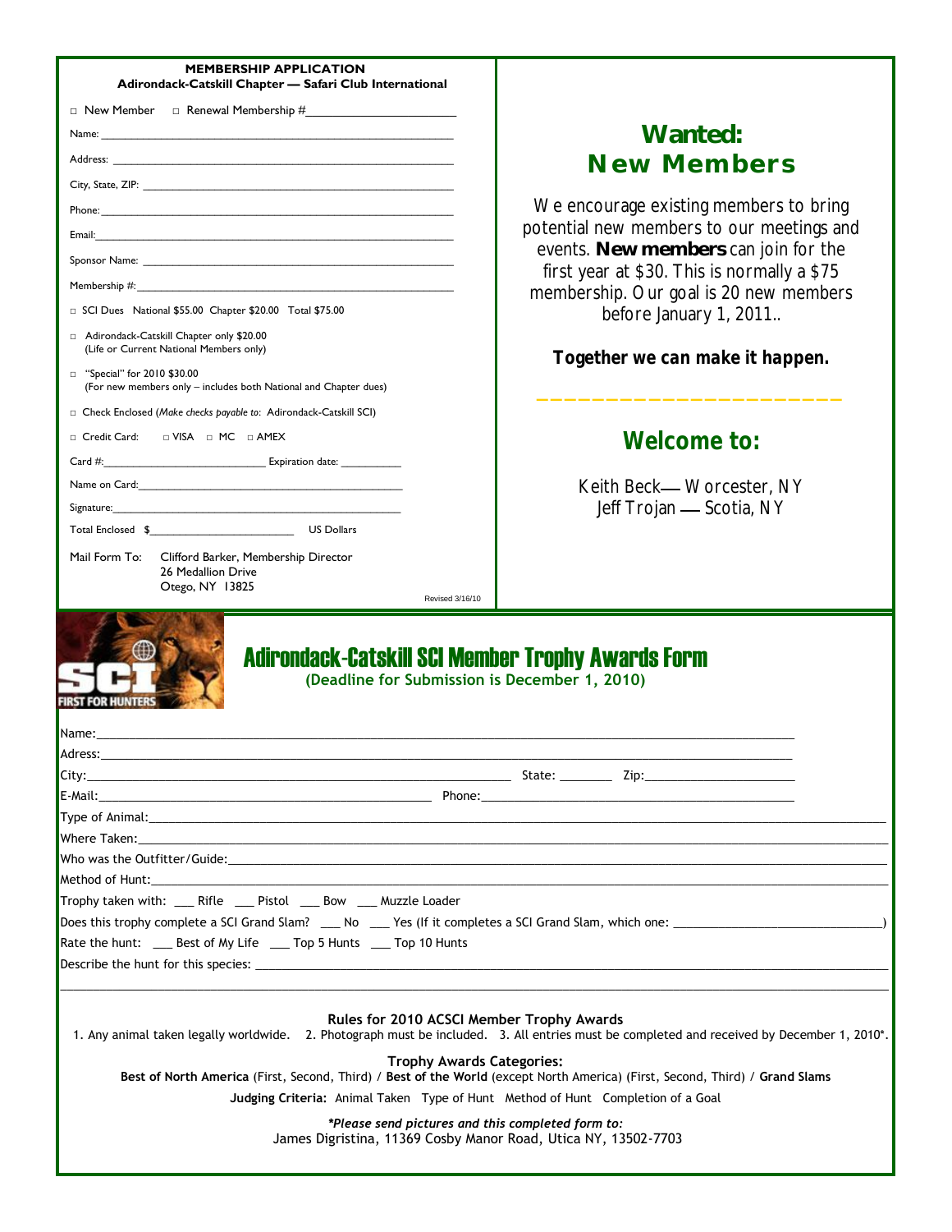**MEMBERSHIP APPLICATION**
**Adirondack-Catskill Chapter — Safari Club International**

□ New Member □ Renewal Membership #______________________

Name: ______________________________________________

Address: ______________________________________________

City, State, ZIP: ______________________________________________

Phone: ______________________________________________

Email: ______________________________________________

Sponsor Name: ______________________________________________

Membership #: ______________________________________________

□ SCI Dues National $55.00 Chapter $20.00 Total $75.00

□ Adirondack-Catskill Chapter only $20.00
(Life or Current National Members only)

□ "Special" for 2010 $30.00
(For new members only – includes both National and Chapter dues)

□ Check Enclosed (*Make checks payable to:* Adirondack-Catskill SCI)

□ Credit Card: □ VISA □ MC □ AMEX

Card #: ______________________ Expiration date: __________

Name on Card: ______________________________________________

Signature: ______________________________________________

Total Enclosed $______________________ US Dollars

Mail Form To: Clifford Barker, Membership Director
26 Medallion Drive
Otego, NY 13825

Revised 3/16/10

## Wanted: New Members

We encourage existing members to bring potential new members to our meetings and events. **New members** can join for the first year at $30. This is normally a $75 membership. Our goal is 20 new members before January 1, 2011..

***Together we can make it happen.***

## Welcome to:

Keith Beck — Worcester, NY
Jeff Trojan — Scotia, NY

SCI FIRST FOR HUNTERS

## Adirondack-Catskill SCI Member Trophy Awards Form

**(Deadline for Submission is December 1, 2010)**

Name: ______________________________________________

Adress: ______________________________________________

City: ______________________________ State: ________ Zip: ______________

E-Mail: ______________________________ Phone: ______________________________

Type of Animal: ______________________________________________

Where Taken: ______________________________________________

Who was the Outfitter/Guide: ______________________________________________

Method of Hunt: ______________________________________________

Trophy taken with: ___ Rifle ___ Pistol ___ Bow ___ Muzzle Loader

Does this trophy complete a SCI Grand Slam? ___ No ___ Yes (If it completes a SCI Grand Slam, which one: ______________________)

Rate the hunt: ___ Best of My Life ___ Top 5 Hunts ___ Top 10 Hunts

Describe the hunt for this species: ______________________________________________

______________________________________________

**Rules for 2010 ACSCI Member Trophy Awards**

1. Any animal taken legally worldwide. 2. Photograph must be included. 3. All entries must be completed and received by December 1, 2010*.

**Trophy Awards Categories:**

**Best of North America** (First, Second, Third) / **Best of the World** (except North America) (First, Second, Third) / **Grand Slams**

**Judging Criteria:** Animal Taken Type of Hunt Method of Hunt Completion of a Goal

***Please send pictures and this completed form to:***

James Digristina, 11369 Cosby Manor Road, Utica NY, 13502-7703